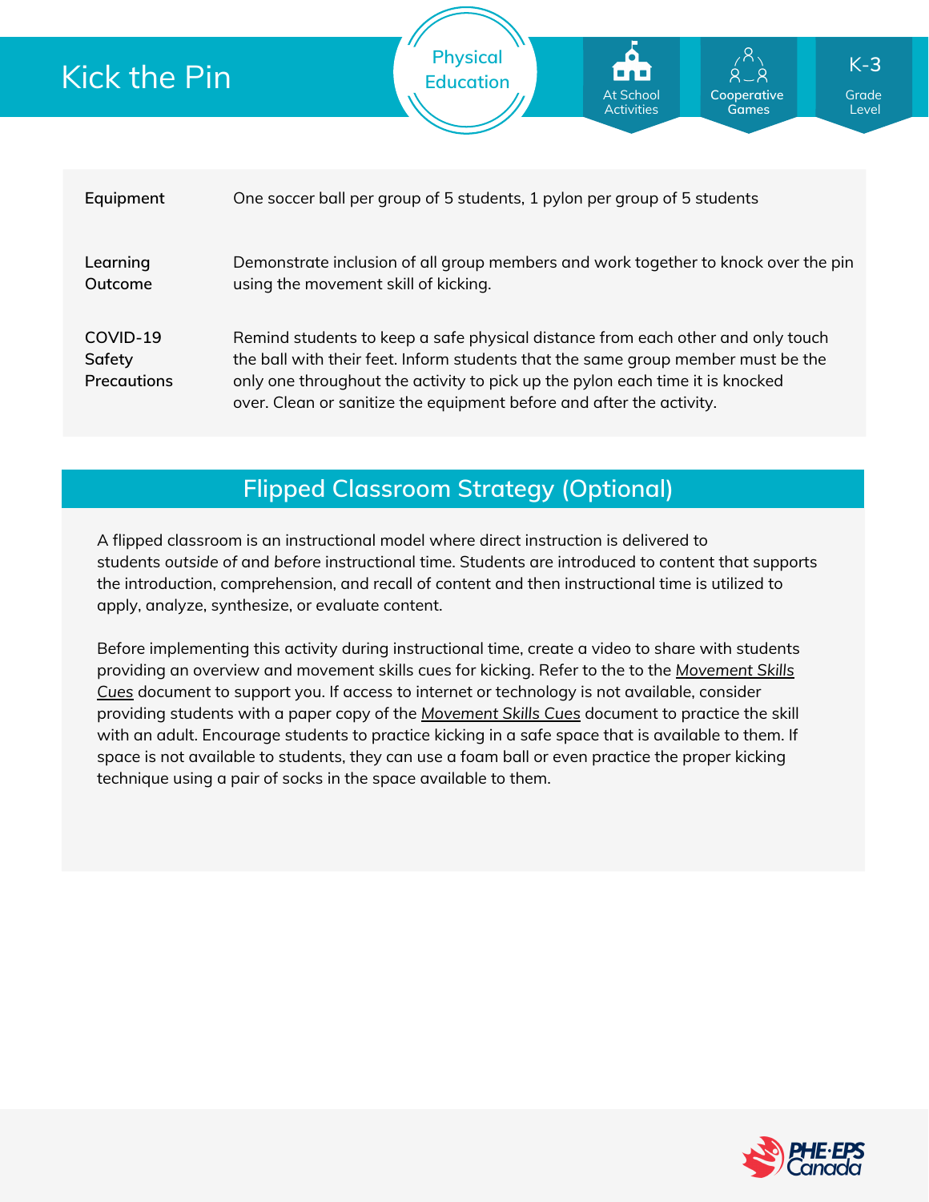# Kick the Pin

Physical Education

At School Activities | Cooperative Games | K-3 Grade Level

| | |
|---|---|
| **Equipment** | One soccer ball per group of 5 students, 1 pylon per group of 5 students |
| **Learning Outcome** | Demonstrate inclusion of all group members and work together to knock over the pin using the movement skill of kicking. |
| **COVID-19 Safety Precautions** | Remind students to keep a safe physical distance from each other and only touch the ball with their feet. Inform students that the same group member must be the only one throughout the activity to pick up the pylon each time it is knocked over. Clean or sanitize the equipment before and after the activity. |

## Flipped Classroom Strategy (Optional)

A flipped classroom is an instructional model where direct instruction is delivered to students *outside of* and *before* instructional time. Students are introduced to content that supports the introduction, comprehension, and recall of content and then instructional time is utilized to apply, analyze, synthesize, or evaluate content.

Before implementing this activity during instructional time, create a video to share with students providing an overview and movement skills cues for kicking. Refer to the to the *Movement Skills Cues* document to support you. If access to internet or technology is not available, consider providing students with a paper copy of the *Movement Skills Cues* document to practice the skill with an adult. Encourage students to practice kicking in a safe space that is available to them. If space is not available to students, they can use a foam ball or even practice the proper kicking technique using a pair of socks in the space available to them.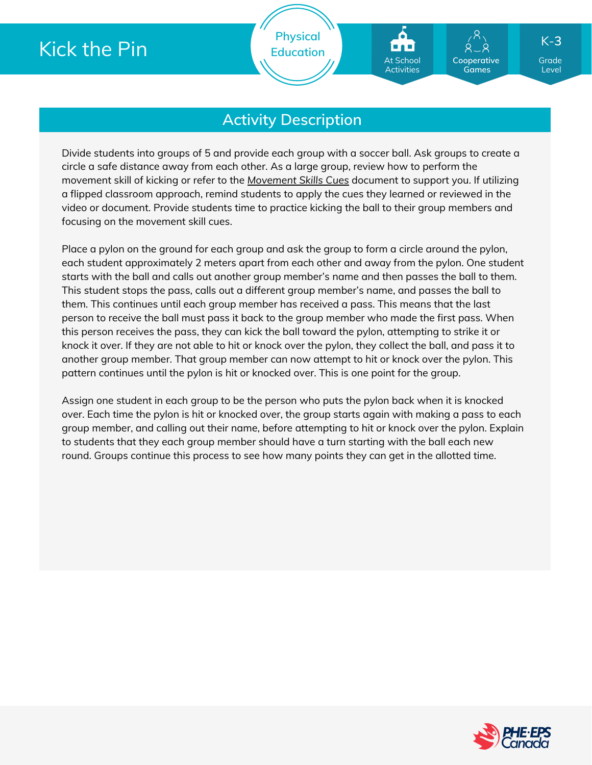# Kick the Pin

Physical Education

At School Activities | Cooperative Games | K-3 Grade Level

## Activity Description

Divide students into groups of 5 and provide each group with a soccer ball. Ask groups to create a circle a safe distance away from each other. As a large group, review how to perform the movement skill of kicking or refer to the *Movement Skills Cues* document to support you. If utilizing a flipped classroom approach, remind students to apply the cues they learned or reviewed in the video or document. Provide students time to practice kicking the ball to their group members and focusing on the movement skill cues.

Place a pylon on the ground for each group and ask the group to form a circle around the pylon, each student approximately 2 meters apart from each other and away from the pylon. One student starts with the ball and calls out another group member's name and then passes the ball to them. This student stops the pass, calls out a different group member's name, and passes the ball to them. This continues until each group member has received a pass. This means that the last person to receive the ball must pass it back to the group member who made the first pass. When this person receives the pass, they can kick the ball toward the pylon, attempting to strike it or knock it over. If they are not able to hit or knock over the pylon, they collect the ball, and pass it to another group member. That group member can now attempt to hit or knock over the pylon. This pattern continues until the pylon is hit or knocked over. This is one point for the group.

Assign one student in each group to be the person who puts the pylon back when it is knocked over. Each time the pylon is hit or knocked over, the group starts again with making a pass to each group member, and calling out their name, before attempting to hit or knock over the pylon. Explain to students that they each group member should have a turn starting with the ball each new round. Groups continue this process to see how many points they can get in the allotted time.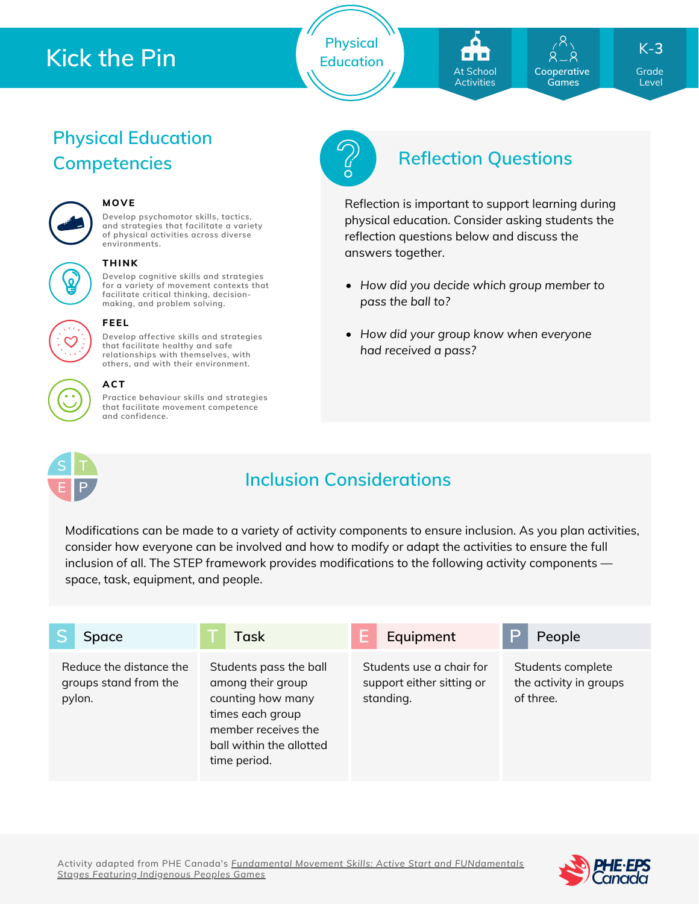# Kick the Pin

Physical Education

At School Activities | Cooperative Games | K-3 Grade Level

## Physical Education Competencies

**MOVE**
Develop psychomotor skills, tactics, and strategies that facilitate a variety of physical activities across diverse environments.

**THINK**
Develop cognitive skills and strategies for a variety of movement contexts that facilitate critical thinking, decision-making, and problem solving.

**FEEL**
Develop affective skills and strategies that facilitate healthy and safe relationships with themselves, with others, and with their environment.

**ACT**
Practice behaviour skills and strategies that facilitate movement competence and confidence.

## Reflection Questions

Reflection is important to support learning during physical education. Consider asking students the reflection questions below and discuss the answers together.

- *How did you decide which group member to pass the ball to?*
- *How did your group know when everyone had received a pass?*

## Inclusion Considerations

Modifications can be made to a variety of activity components to ensure inclusion. As you plan activities, consider how everyone can be involved and how to modify or adapt the activities to ensure the full inclusion of all. The STEP framework provides modifications to the following activity components — space, task, equipment, and people.

| S Space | T Task | E Equipment | P People |
| --- | --- | --- | --- |
| Reduce the distance the groups stand from the pylon. | Students pass the ball among their group counting how many times each group member receives the ball within the allotted time period. | Students use a chair for support either sitting or standing. | Students complete the activity in groups of three. |

Activity adapted from PHE Canada's Fundamental Movement Skills: Active Start and FUNdamentals Stages Featuring Indigenous Peoples Games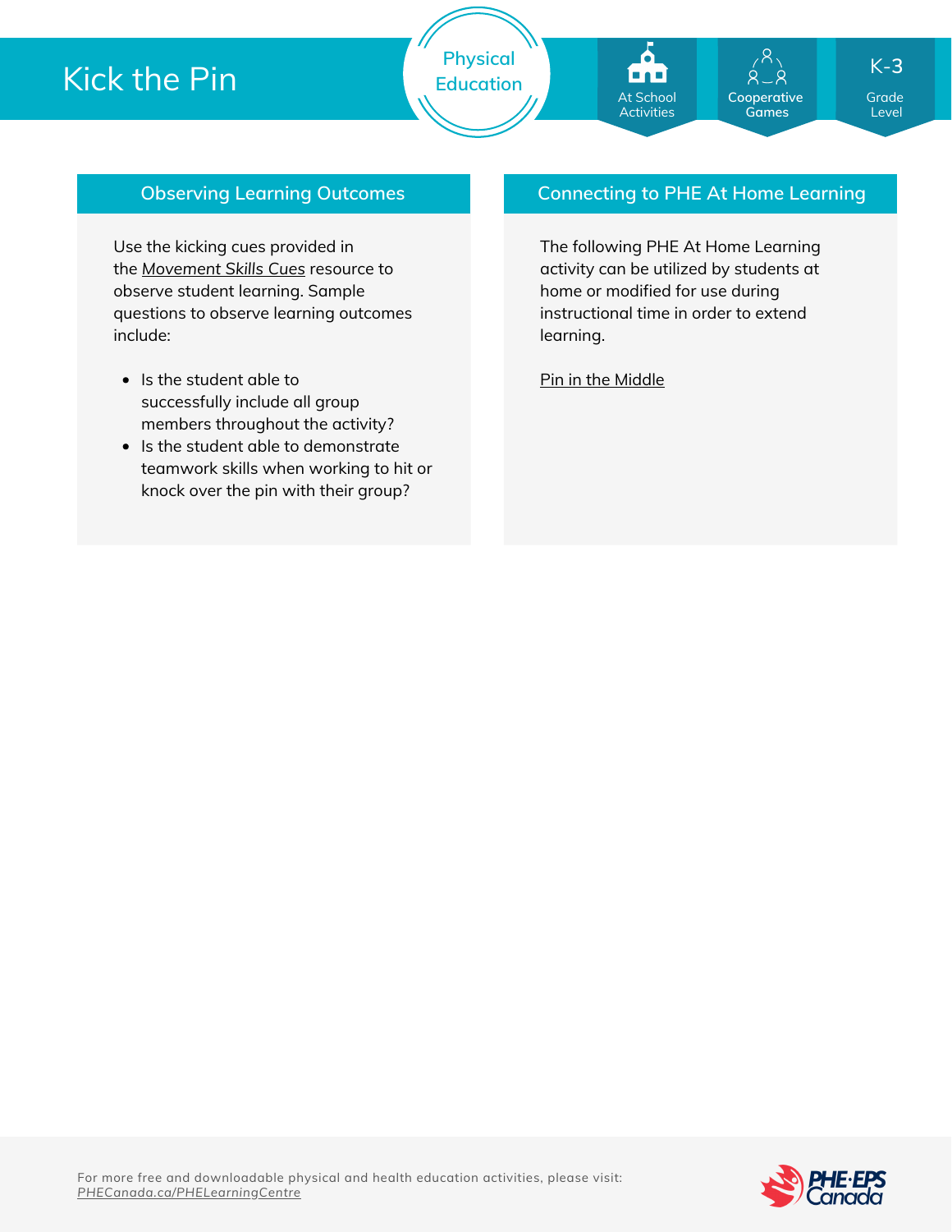# Kick the Pin

Physical Education

At School Activities

Cooperative Games

K-3 Grade Level

## Observing Learning Outcomes

Use the kicking cues provided in the *Movement Skills Cues* resource to observe student learning. Sample questions to observe learning outcomes include:

- Is the student able to successfully include all group members throughout the activity?
- Is the student able to demonstrate teamwork skills when working to hit or knock over the pin with their group?

## Connecting to PHE At Home Learning

The following PHE At Home Learning activity can be utilized by students at home or modified for use during instructional time in order to extend learning.

Pin in the Middle

For more free and downloadable physical and health education activities, please visit: *PHECanada.ca/PHELearningCentre*